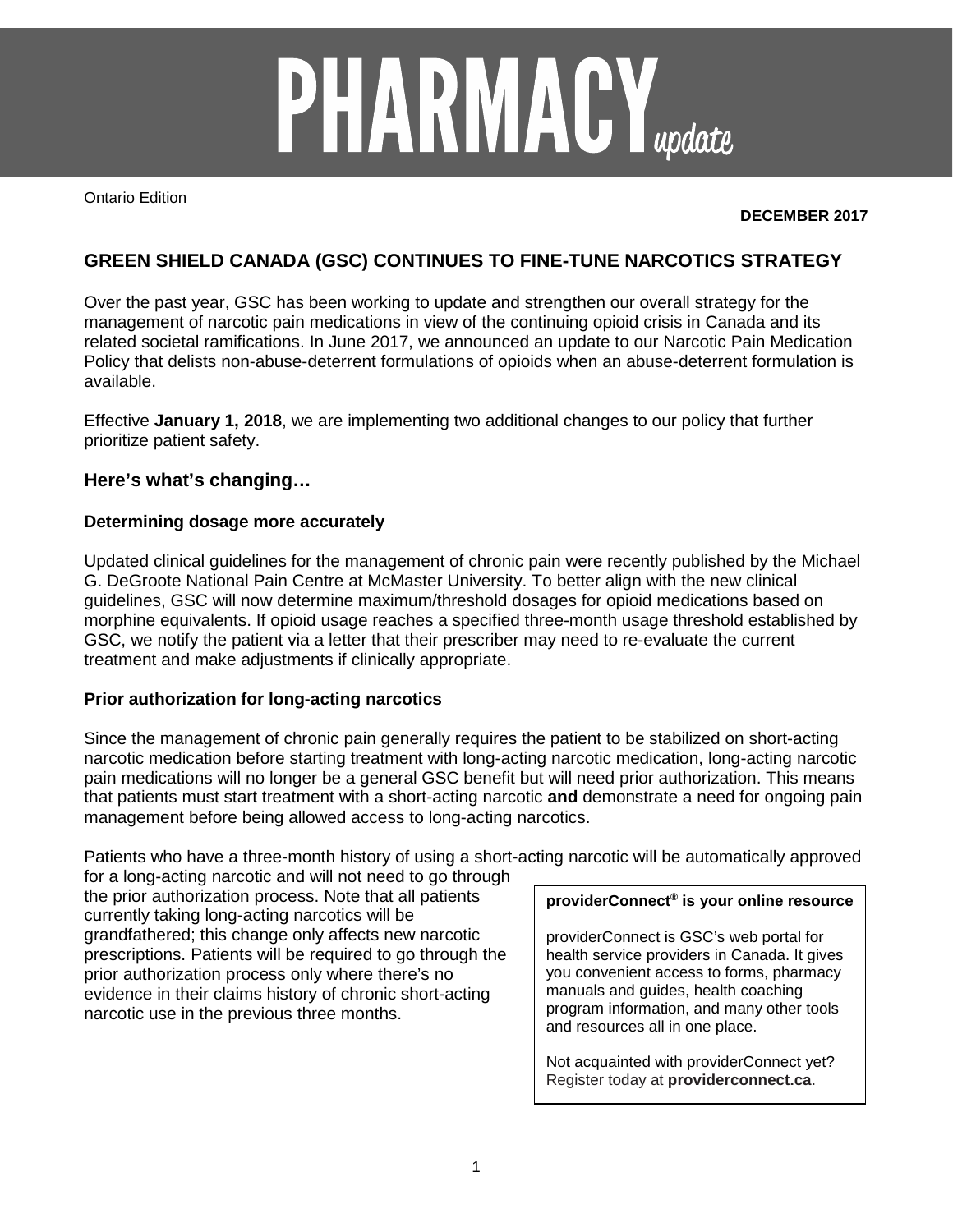# PHARMACY *update*

Ontario Edition

**DECEMBER 2017**

## GREEN SHIELD CANADA (GSC) CONTINUES TO FINE-TUNE NARCOTICS STRATEGY

Over the past year, GSC has been working to update and strengthen our overall strategy for the management of narcotic pain medications in view of the continuing opioid crisis in Canada and its related societal ramifications. In June 2017, we announced an update to our Narcotic Pain Medication Policy that delists non-abuse-deterrent formulations of opioids when an abuse-deterrent formulation is available.

Effective **January 1, 2018**, we are implementing two additional changes to our policy that further prioritize patient safety.

### Here's what's changing…

**Determining dosage more accurately**

Updated clinical guidelines for the management of chronic pain were recently published by the Michael G. DeGroote National Pain Centre at McMaster University. To better align with the new clinical guidelines, GSC will now determine maximum/threshold dosages for opioid medications based on morphine equivalents. If opioid usage reaches a specified three-month usage threshold established by GSC, we notify the patient via a letter that their prescriber may need to re-evaluate the current treatment and make adjustments if clinically appropriate.

**Prior authorization for long-acting narcotics**

Since the management of chronic pain generally requires the patient to be stabilized on short-acting narcotic medication before starting treatment with long-acting narcotic medication, long-acting narcotic pain medications will no longer be a general GSC benefit but will need prior authorization. This means that patients must start treatment with a short-acting narcotic **and** demonstrate a need for ongoing pain management before being allowed access to long-acting narcotics.

Patients who have a three-month history of using a short-acting narcotic will be automatically approved for a long-acting narcotic and will not need to go through the prior authorization process. Note that all patients currently taking long-acting narcotics will be grandfathered; this change only affects new narcotic prescriptions. Patients will be required to go through the prior authorization process only where there's no evidence in their claims history of chronic short-acting narcotic use in the previous three months.

**providerConnect® is your online resource**

providerConnect is GSC's web portal for health service providers in Canada. It gives you convenient access to forms, pharmacy manuals and guides, health coaching program information, and many other tools and resources all in one place.

Not acquainted with providerConnect yet? Register today at **providerconnect.ca**.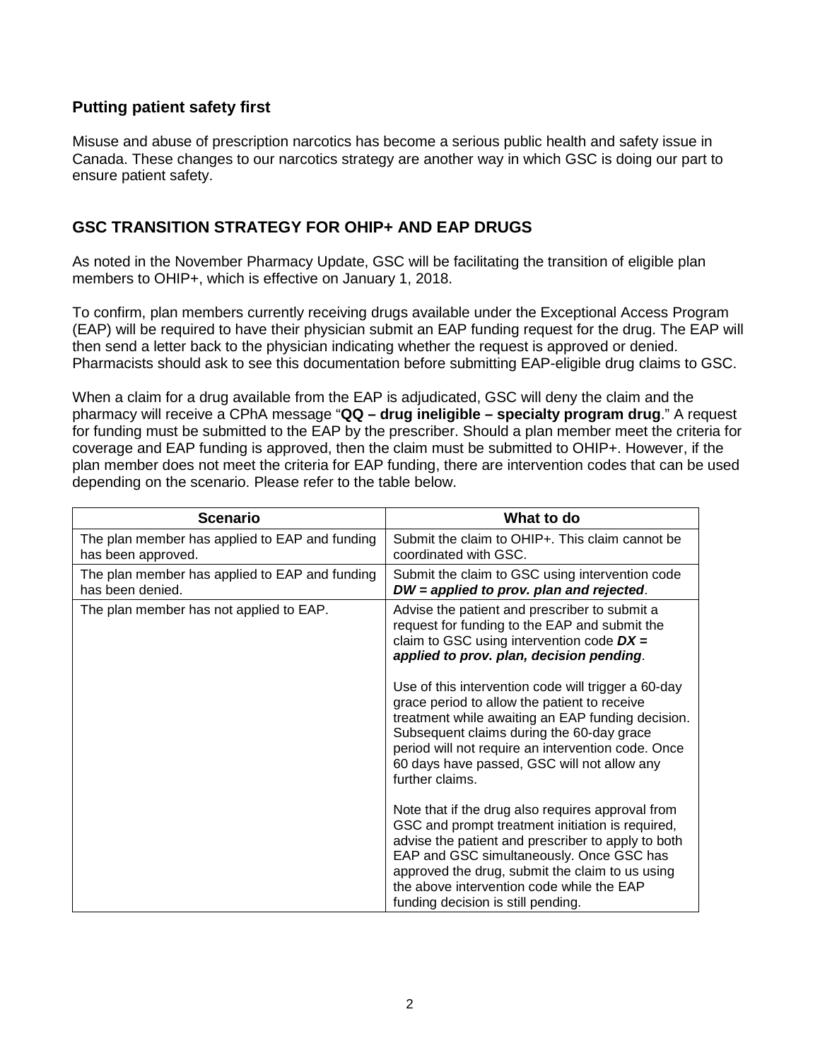## Putting patient safety first

Misuse and abuse of prescription narcotics has become a serious public health and safety issue in Canada. These changes to our narcotics strategy are another way in which GSC is doing our part to ensure patient safety.

## GSC TRANSITION STRATEGY FOR OHIP+ AND EAP DRUGS

As noted in the November Pharmacy Update, GSC will be facilitating the transition of eligible plan members to OHIP+, which is effective on January 1, 2018.

To confirm, plan members currently receiving drugs available under the Exceptional Access Program (EAP) will be required to have their physician submit an EAP funding request for the drug. The EAP will then send a letter back to the physician indicating whether the request is approved or denied. Pharmacists should ask to see this documentation before submitting EAP-eligible drug claims to GSC.

When a claim for a drug available from the EAP is adjudicated, GSC will deny the claim and the pharmacy will receive a CPhA message "**QQ – drug ineligible – specialty program drug**." A request for funding must be submitted to the EAP by the prescriber. Should a plan member meet the criteria for coverage and EAP funding is approved, then the claim must be submitted to OHIP+. However, if the plan member does not meet the criteria for EAP funding, there are intervention codes that can be used depending on the scenario. Please refer to the table below.

| Scenario | What to do |
|---|---|
| The plan member has applied to EAP and funding has been approved. | Submit the claim to OHIP+. This claim cannot be coordinated with GSC. |
| The plan member has applied to EAP and funding has been denied. | Submit the claim to GSC using intervention code ***DW = applied to prov. plan and rejected***. |
| The plan member has not applied to EAP. | Advise the patient and prescriber to submit a request for funding to the EAP and submit the claim to GSC using intervention code ***DX = applied to prov. plan, decision pending***.<br><br>Use of this intervention code will trigger a 60-day grace period to allow the patient to receive treatment while awaiting an EAP funding decision. Subsequent claims during the 60-day grace period will not require an intervention code. Once 60 days have passed, GSC will not allow any further claims.<br><br>Note that if the drug also requires approval from GSC and prompt treatment initiation is required, advise the patient and prescriber to apply to both EAP and GSC simultaneously. Once GSC has approved the drug, submit the claim to us using the above intervention code while the EAP funding decision is still pending. |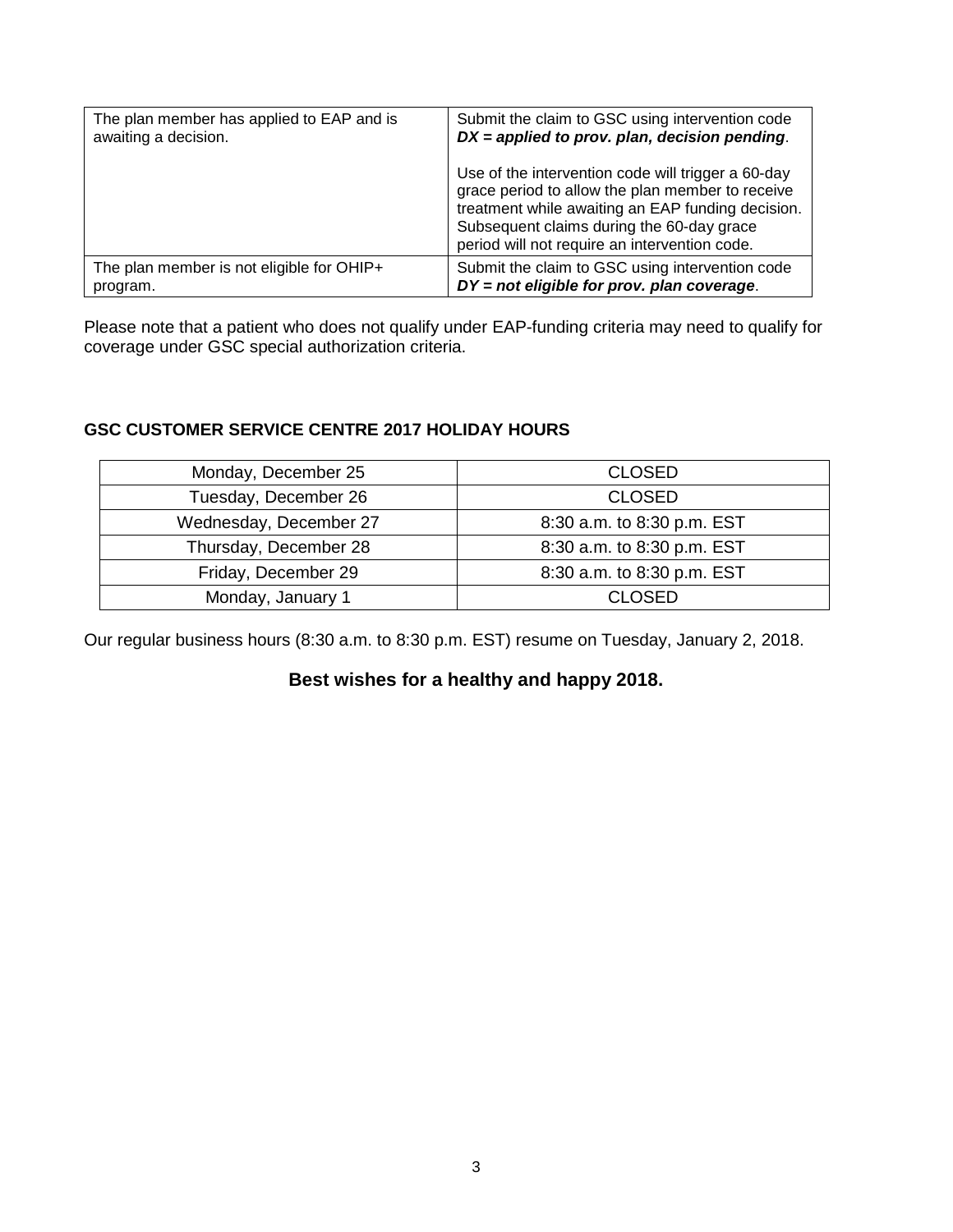| | |
|---|---|
| The plan member has applied to EAP and is awaiting a decision. | Submit the claim to GSC using intervention code ***DX = applied to prov. plan, decision pending***.<br><br>Use of the intervention code will trigger a 60-day grace period to allow the plan member to receive treatment while awaiting an EAP funding decision. Subsequent claims during the 60-day grace period will not require an intervention code. |
| The plan member is not eligible for OHIP+ program. | Submit the claim to GSC using intervention code ***DY = not eligible for prov. plan coverage***. |

Please note that a patient who does not qualify under EAP-funding criteria may need to qualify for coverage under GSC special authorization criteria.

**GSC CUSTOMER SERVICE CENTRE 2017 HOLIDAY HOURS**

| | |
|---|---|
| Monday, December 25 | CLOSED |
| Tuesday, December 26 | CLOSED |
| Wednesday, December 27 | 8:30 a.m. to 8:30 p.m. EST |
| Thursday, December 28 | 8:30 a.m. to 8:30 p.m. EST |
| Friday, December 29 | 8:30 a.m. to 8:30 p.m. EST |
| Monday, January 1 | CLOSED |

Our regular business hours (8:30 a.m. to 8:30 p.m. EST) resume on Tuesday, January 2, 2018.

**Best wishes for a healthy and happy 2018.**